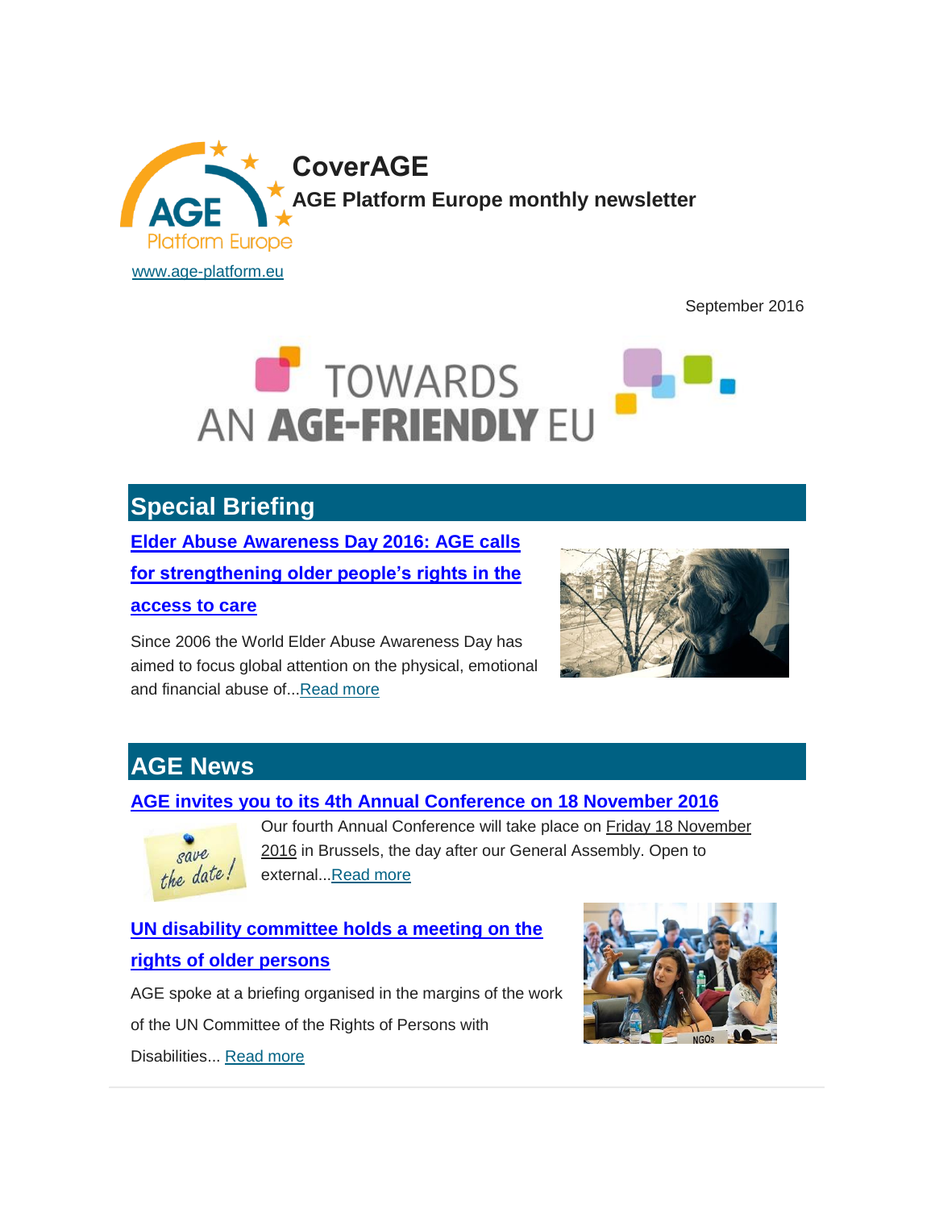# CoverAGE

**AGE Platform Europe monthly newsletter**

www.age-platform.eu

September 2016

TOWARDS AN **AGE-FRIENDLY** EU

## Special Briefing

### Elder Abuse Awareness Day 2016: AGE calls for strengthening older people's rights in the access to care

Since 2006 the World Elder Abuse Awareness Day has aimed to focus global attention on the physical, emotional and financial abuse of...Read more

## AGE News

### AGE invites you to its 4th Annual Conference on 18 November 2016

Our fourth Annual Conference will take place on Friday 18 November 2016 in Brussels, the day after our General Assembly. Open to external...Read more

### UN disability committee holds a meeting on the rights of older persons

AGE spoke at a briefing organised in the margins of the work of the UN Committee of the Rights of Persons with Disabilities... Read more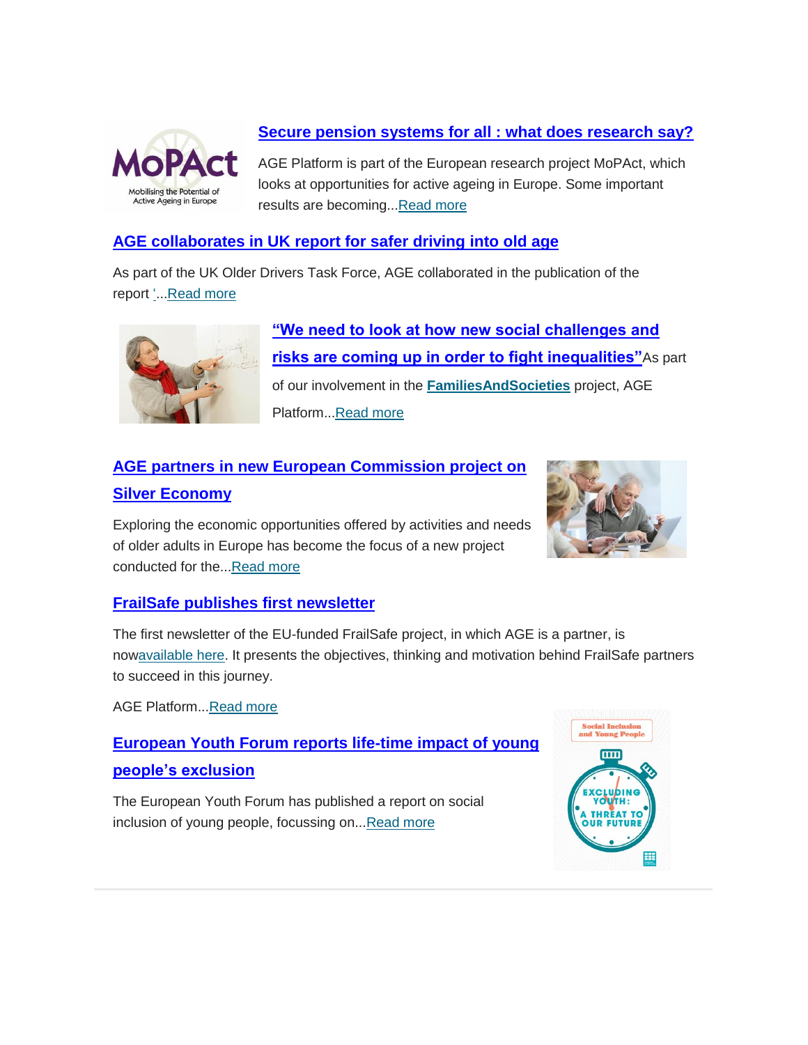## Secure pension systems for all : what does research say?

AGE Platform is part of the European research project MoPAct, which looks at opportunities for active ageing in Europe. Some important results are becoming...Read more

## AGE collaborates in UK report for safer driving into old age

As part of the UK Older Drivers Task Force, AGE collaborated in the publication of the report '...Read more

## "We need to look at how new social challenges and risks are coming up in order to fight inequalities"

As part of our involvement in the **FamiliesAndSocieties** project, AGE Platform...Read more

## AGE partners in new European Commission project on Silver Economy

Exploring the economic opportunities offered by activities and needs of older adults in Europe has become the focus of a new project conducted for the...Read more

## FrailSafe publishes first newsletter

The first newsletter of the EU-funded FrailSafe project, in which AGE is a partner, is nowavailable here. It presents the objectives, thinking and motivation behind FrailSafe partners to succeed in this journey.

AGE Platform...Read more

## European Youth Forum reports life-time impact of young people's exclusion

The European Youth Forum has published a report on social inclusion of young people, focussing on...Read more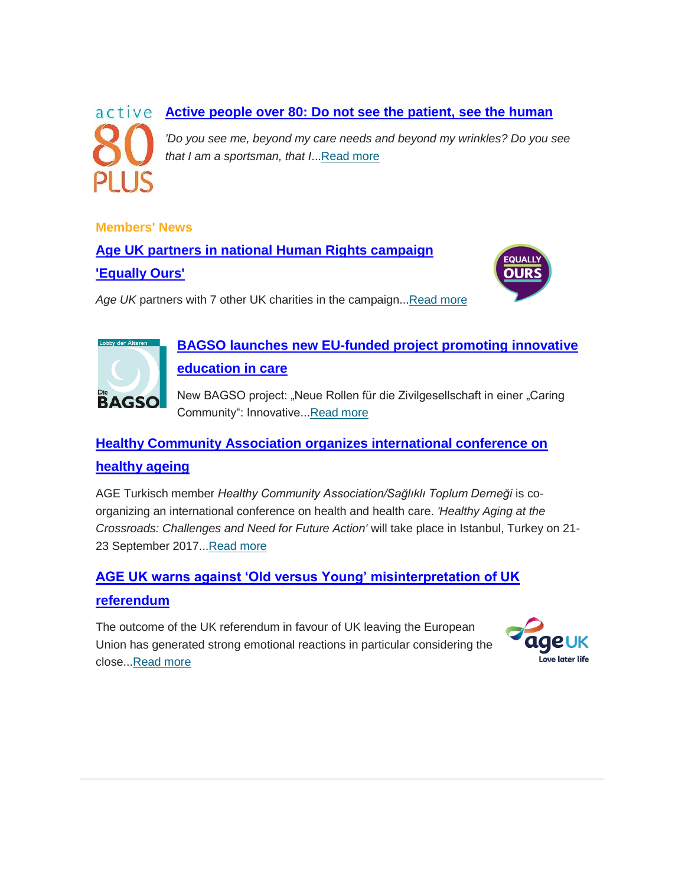### Active people over 80: Do not see the patient, see the human

*'Do you see me, beyond my care needs and beyond my wrinkles? Do you see that I am a sportsman, that I*...Read more

**Members' News**

### Age UK partners in national Human Rights campaign 'Equally Ours'

*Age UK* partners with 7 other UK charities in the campaign...Read more

### BAGSO launches new EU-funded project promoting innovative education in care

New BAGSO project: „Neue Rollen für die Zivilgesellschaft in einer „Caring Community": Innovative...Read more

### Healthy Community Association organizes international conference on healthy ageing

AGE Turkisch member *Healthy Community Association/Sağlıklı Toplum Derneği* is co-organizing an international conference on health and health care. *'Healthy Aging at the Crossroads: Challenges and Need for Future Action'* will take place in Istanbul, Turkey on 21-23 September 2017...Read more

### AGE UK warns against 'Old versus Young' misinterpretation of UK referendum

The outcome of the UK referendum in favour of UK leaving the European Union has generated strong emotional reactions in particular considering the close...Read more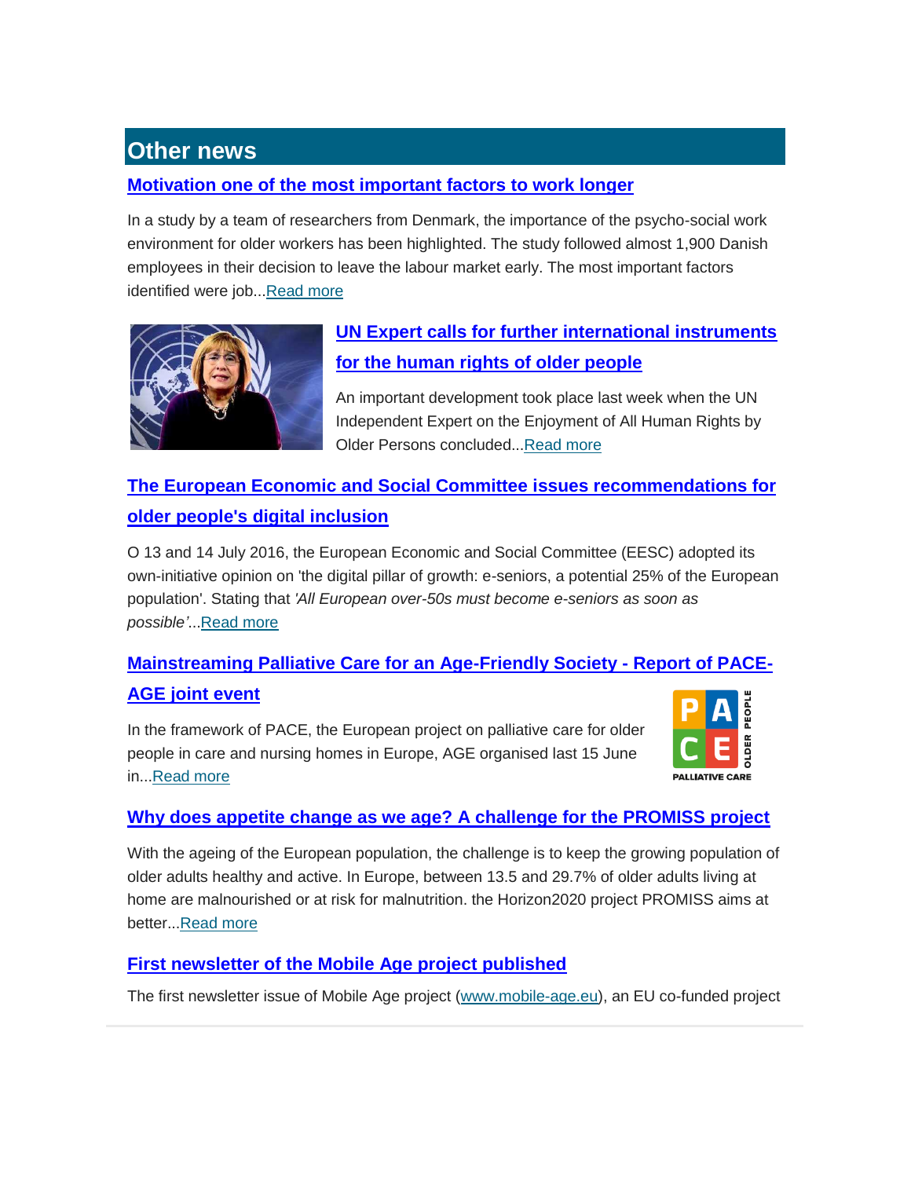## Other news

### Motivation one of the most important factors to work longer

In a study by a team of researchers from Denmark, the importance of the psycho-social work environment for older workers has been highlighted. The study followed almost 1,900 Danish employees in their decision to leave the labour market early. The most important factors identified were job...Read more

### UN Expert calls for further international instruments for the human rights of older people

An important development took place last week when the UN Independent Expert on the Enjoyment of All Human Rights by Older Persons concluded...Read more

### The European Economic and Social Committee issues recommendations for older people's digital inclusion

O 13 and 14 July 2016, the European Economic and Social Committee (EESC) adopted its own-initiative opinion on 'the digital pillar of growth: e-seniors, a potential 25% of the European population'. Stating that *'All European over-50s must become e-seniors as soon as possible'*...Read more

### Mainstreaming Palliative Care for an Age-Friendly Society - Report of PACE-AGE joint event

In the framework of PACE, the European project on palliative care for older people in care and nursing homes in Europe, AGE organised last 15 June in...Read more

### Why does appetite change as we age? A challenge for the PROMISS project

With the ageing of the European population, the challenge is to keep the growing population of older adults healthy and active. In Europe, between 13.5 and 29.7% of older adults living at home are malnourished or at risk for malnutrition. the Horizon2020 project PROMISS aims at better...Read more

### First newsletter of the Mobile Age project published

The first newsletter issue of Mobile Age project (www.mobile-age.eu), an EU co-funded project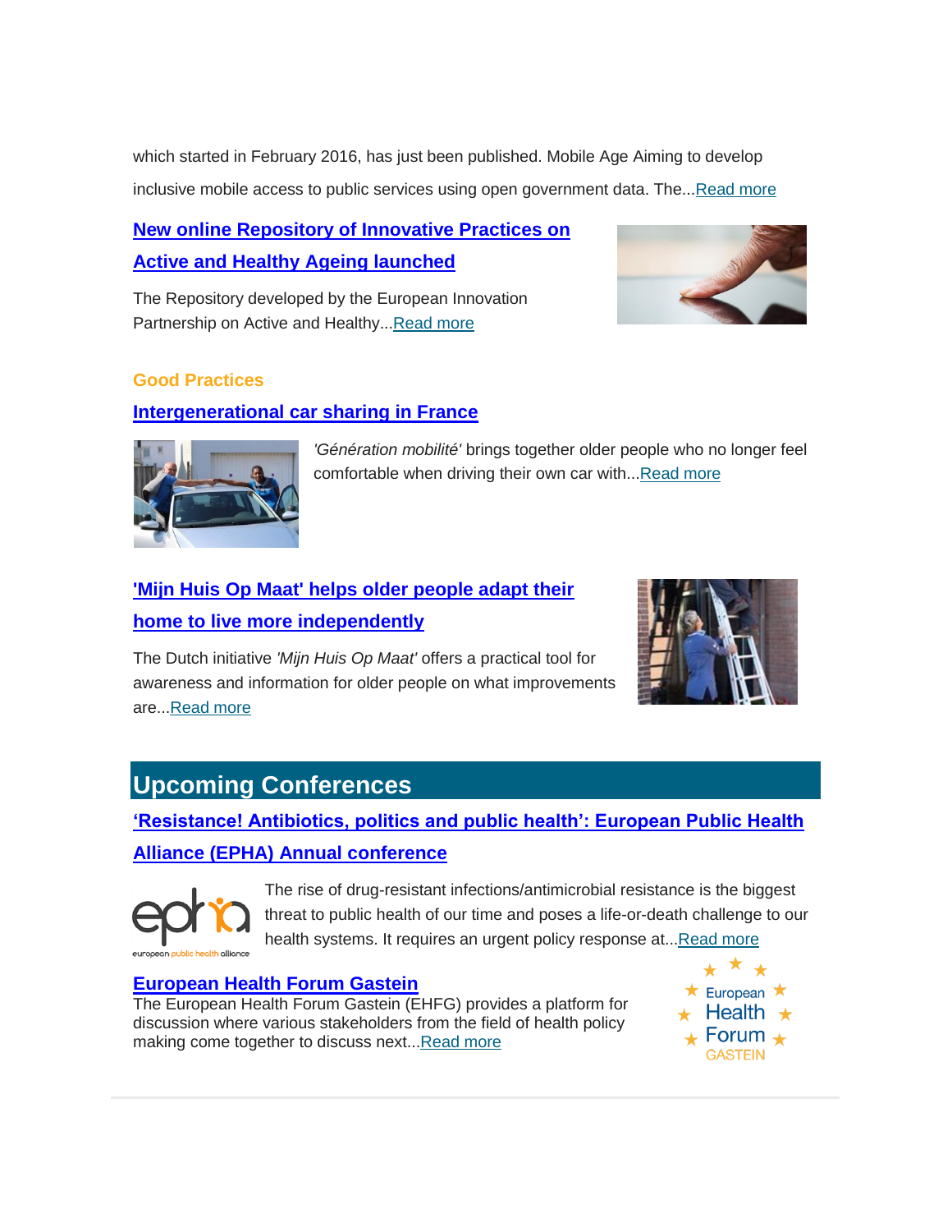which started in February 2016, has just been published. Mobile Age Aiming to develop inclusive mobile access to public services using open government data. The...Read more

### New online Repository of Innovative Practices on Active and Healthy Ageing launched

The Repository developed by the European Innovation Partnership on Active and Healthy...Read more

**Good Practices**

### Intergenerational car sharing in France

*'Génération mobilité'* brings together older people who no longer feel comfortable when driving their own car with...Read more

### 'Mijn Huis Op Maat' helps older people adapt their home to live more independently

The Dutch initiative *'Mijn Huis Op Maat'* offers a practical tool for awareness and information for older people on what improvements are...Read more

## Upcoming Conferences

### 'Resistance! Antibiotics, politics and public health': European Public Health Alliance (EPHA) Annual conference

The rise of drug-resistant infections/antimicrobial resistance is the biggest threat to public health of our time and poses a life-or-death challenge to our health systems. It requires an urgent policy response at...Read more

### European Health Forum Gastein

The European Health Forum Gastein (EHFG) provides a platform for discussion where various stakeholders from the field of health policy making come together to discuss next...Read more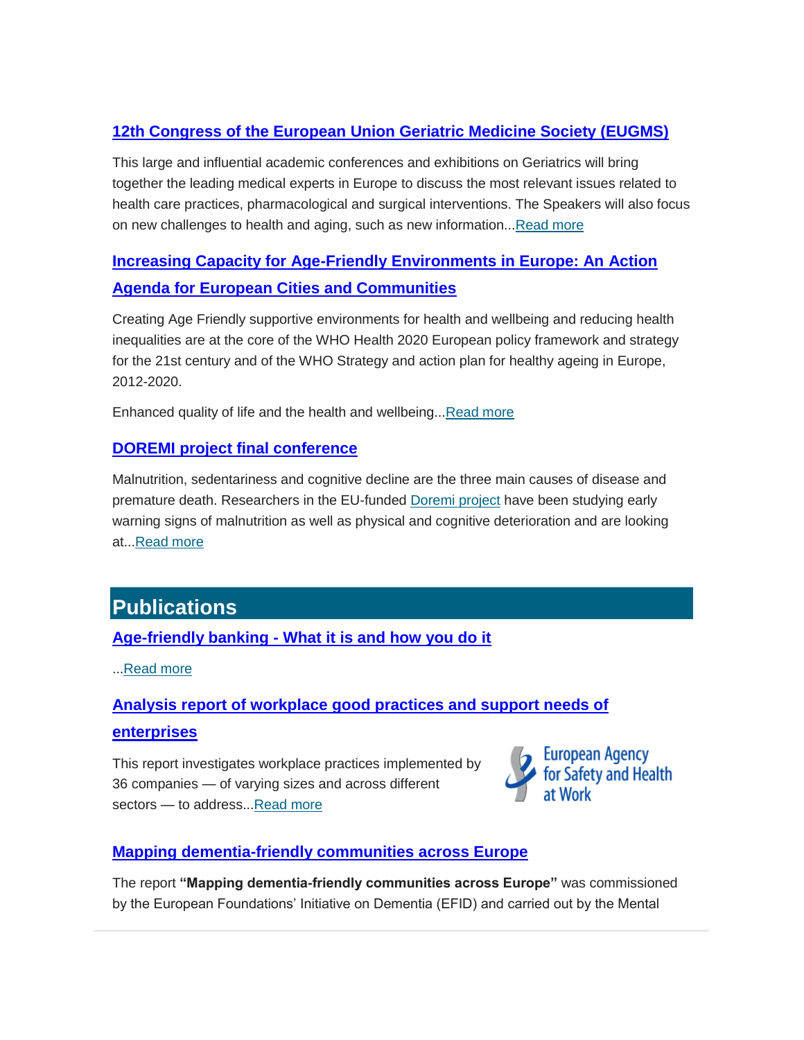### 12th Congress of the European Union Geriatric Medicine Society (EUGMS)

This large and influential academic conferences and exhibitions on Geriatrics will bring together the leading medical experts in Europe to discuss the most relevant issues related to health care practices, pharmacological and surgical interventions. The Speakers will also focus on new challenges to health and aging, such as new information...Read more

### Increasing Capacity for Age-Friendly Environments in Europe: An Action Agenda for European Cities and Communities

Creating Age Friendly supportive environments for health and wellbeing and reducing health inequalities are at the core of the WHO Health 2020 European policy framework and strategy for the 21st century and of the WHO Strategy and action plan for healthy ageing in Europe, 2012-2020.

Enhanced quality of life and the health and wellbeing...Read more

### DOREMI project final conference

Malnutrition, sedentariness and cognitive decline are the three main causes of disease and premature death. Researchers in the EU-funded Doremi project have been studying early warning signs of malnutrition as well as physical and cognitive deterioration and are looking at...Read more

## Publications

### Age-friendly banking - What it is and how you do it

...Read more

### Analysis report of workplace good practices and support needs of enterprises

This report investigates workplace practices implemented by 36 companies — of varying sizes and across different sectors — to address...Read more

European Agency for Safety and Health at Work

### Mapping dementia-friendly communities across Europe

The report **"Mapping dementia-friendly communities across Europe"** was commissioned by the European Foundations' Initiative on Dementia (EFID) and carried out by the Mental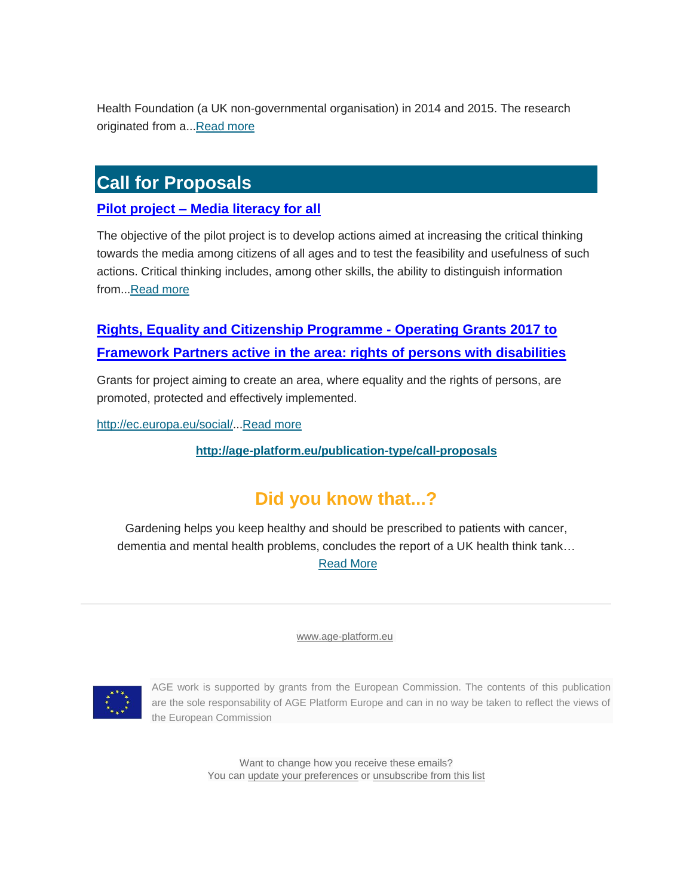Health Foundation (a UK non-governmental organisation) in 2014 and 2015. The research originated from a...Read more

## Call for Proposals

### Pilot project – Media literacy for all

The objective of the pilot project is to develop actions aimed at increasing the critical thinking towards the media among citizens of all ages and to test the feasibility and usefulness of such actions. Critical thinking includes, among other skills, the ability to distinguish information from...Read more

### Rights, Equality and Citizenship Programme - Operating Grants 2017 to Framework Partners active in the area: rights of persons with disabilities

Grants for project aiming to create an area, where equality and the rights of persons, are promoted, protected and effectively implemented.

http://ec.europa.eu/social/...Read more

**http://age-platform.eu/publication-type/call-proposals**

## Did you know that...?

Gardening helps you keep healthy and should be prescribed to patients with cancer, dementia and mental health problems, concludes the report of a UK health think tank… Read More

---

www.age-platform.eu

AGE work is supported by grants from the European Commission. The contents of this publication are the sole responsability of AGE Platform Europe and can in no way be taken to reflect the views of the European Commission

Want to change how you receive these emails?
You can update your preferences or unsubscribe from this list